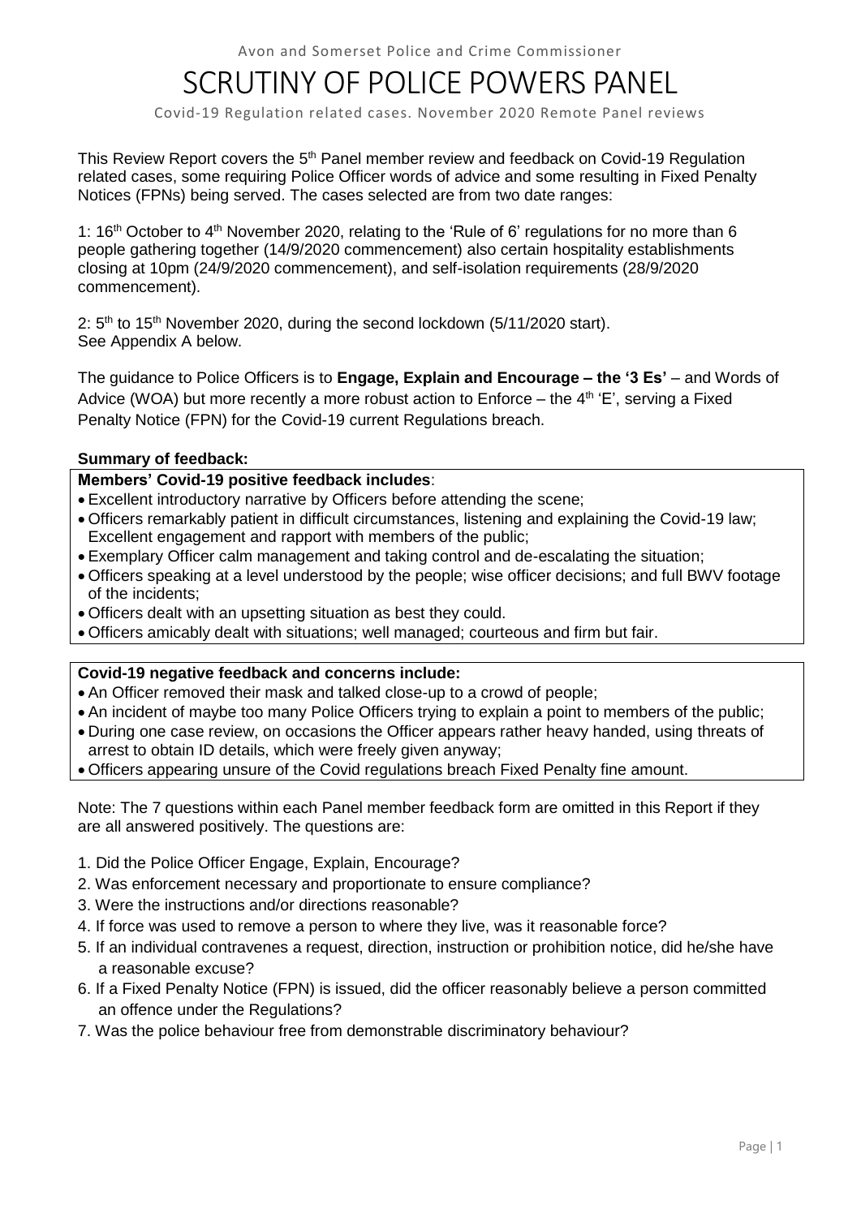Avon and Somerset Police and Crime Commissioner

# SCRUTINY OF POLICE POWERS PANEL

Covid-19 Regulation related cases. November 2020 Remote Panel reviews

This Review Report covers the 5th Panel member review and feedback on Covid-19 Regulation related cases, some requiring Police Officer words of advice and some resulting in Fixed Penalty Notices (FPNs) being served. The cases selected are from two date ranges:

1: 16th October to 4th November 2020, relating to the 'Rule of 6' regulations for no more than 6 people gathering together (14/9/2020 commencement) also certain hospitality establishments closing at 10pm (24/9/2020 commencement), and self-isolation requirements (28/9/2020 commencement).

2: 5th to 15th November 2020, during the second lockdown (5/11/2020 start). See Appendix A below.

The guidance to Police Officers is to **Engage, Explain and Encourage – the '3 Es'** – and Words of Advice (WOA) but more recently a more robust action to Enforce – the 4th 'E', serving a Fixed Penalty Notice (FPN) for the Covid-19 current Regulations breach.

**Summary of feedback:**

**Members' Covid-19 positive feedback includes**:

- Excellent introductory narrative by Officers before attending the scene;
- Officers remarkably patient in difficult circumstances, listening and explaining the Covid-19 law; Excellent engagement and rapport with members of the public;
- Exemplary Officer calm management and taking control and de-escalating the situation;
- Officers speaking at a level understood by the people; wise officer decisions; and full BWV footage of the incidents;
- Officers dealt with an upsetting situation as best they could.
- Officers amicably dealt with situations; well managed; courteous and firm but fair.

**Covid-19 negative feedback and concerns include:**

- An Officer removed their mask and talked close-up to a crowd of people;
- An incident of maybe too many Police Officers trying to explain a point to members of the public;
- During one case review, on occasions the Officer appears rather heavy handed, using threats of arrest to obtain ID details, which were freely given anyway;
- Officers appearing unsure of the Covid regulations breach Fixed Penalty fine amount.

Note: The 7 questions within each Panel member feedback form are omitted in this Report if they are all answered positively. The questions are:

1. Did the Police Officer Engage, Explain, Encourage?
2. Was enforcement necessary and proportionate to ensure compliance?
3. Were the instructions and/or directions reasonable?
4. If force was used to remove a person to where they live, was it reasonable force?
5. If an individual contravenes a request, direction, instruction or prohibition notice, did he/she have a reasonable excuse?
6. If a Fixed Penalty Notice (FPN) is issued, did the officer reasonably believe a person committed an offence under the Regulations?
7. Was the police behaviour free from demonstrable discriminatory behaviour?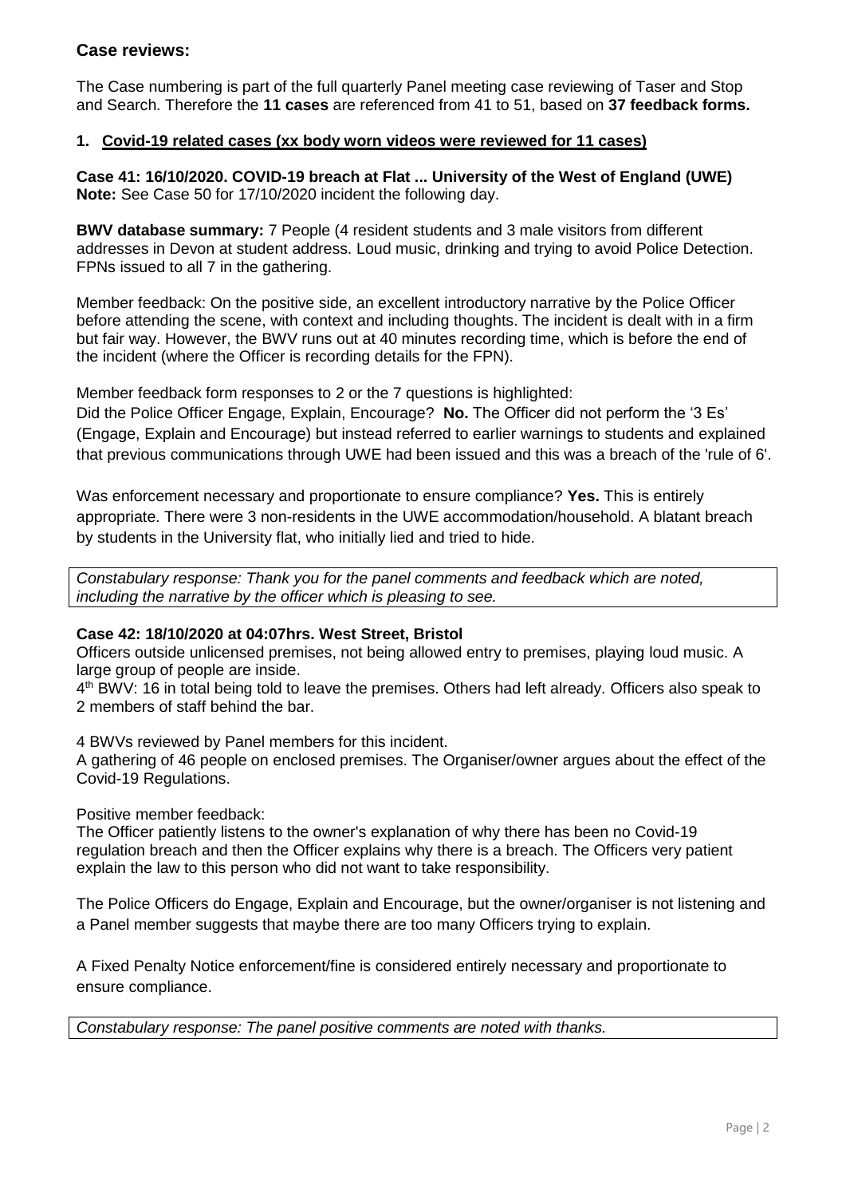## Case reviews:

The Case numbering is part of the full quarterly Panel meeting case reviewing of Taser and Stop and Search. Therefore the **11 cases** are referenced from 41 to 51, based on **37 feedback forms.**

### 1. Covid-19 related cases (xx body worn videos were reviewed for 11 cases)

**Case 41: 16/10/2020. COVID-19 breach at Flat ... University of the West of England (UWE)**
**Note:** See Case 50 for 17/10/2020 incident the following day.

**BWV database summary:** 7 People (4 resident students and 3 male visitors from different addresses in Devon at student address. Loud music, drinking and trying to avoid Police Detection. FPNs issued to all 7 in the gathering.

Member feedback: On the positive side, an excellent introductory narrative by the Police Officer before attending the scene, with context and including thoughts. The incident is dealt with in a firm but fair way. However, the BWV runs out at 40 minutes recording time, which is before the end of the incident (where the Officer is recording details for the FPN).

Member feedback form responses to 2 or the 7 questions is highlighted:
Did the Police Officer Engage, Explain, Encourage? **No.** The Officer did not perform the '3 Es' (Engage, Explain and Encourage) but instead referred to earlier warnings to students and explained that previous communications through UWE had been issued and this was a breach of the 'rule of 6'.

Was enforcement necessary and proportionate to ensure compliance? **Yes.** This is entirely appropriate. There were 3 non-residents in the UWE accommodation/household. A blatant breach by students in the University flat, who initially lied and tried to hide.

*Constabulary response: Thank you for the panel comments and feedback which are noted, including the narrative by the officer which is pleasing to see.*

**Case 42: 18/10/2020 at 04:07hrs. West Street, Bristol**
Officers outside unlicensed premises, not being allowed entry to premises, playing loud music. A large group of people are inside.
4th BWV: 16 in total being told to leave the premises. Others had left already. Officers also speak to 2 members of staff behind the bar.

4 BWVs reviewed by Panel members for this incident.
A gathering of 46 people on enclosed premises. The Organiser/owner argues about the effect of the Covid-19 Regulations.

Positive member feedback:
The Officer patiently listens to the owner's explanation of why there has been no Covid-19 regulation breach and then the Officer explains why there is a breach. The Officers very patient explain the law to this person who did not want to take responsibility.

The Police Officers do Engage, Explain and Encourage, but the owner/organiser is not listening and a Panel member suggests that maybe there are too many Officers trying to explain.

A Fixed Penalty Notice enforcement/fine is considered entirely necessary and proportionate to ensure compliance.

*Constabulary response: The panel positive comments are noted with thanks.*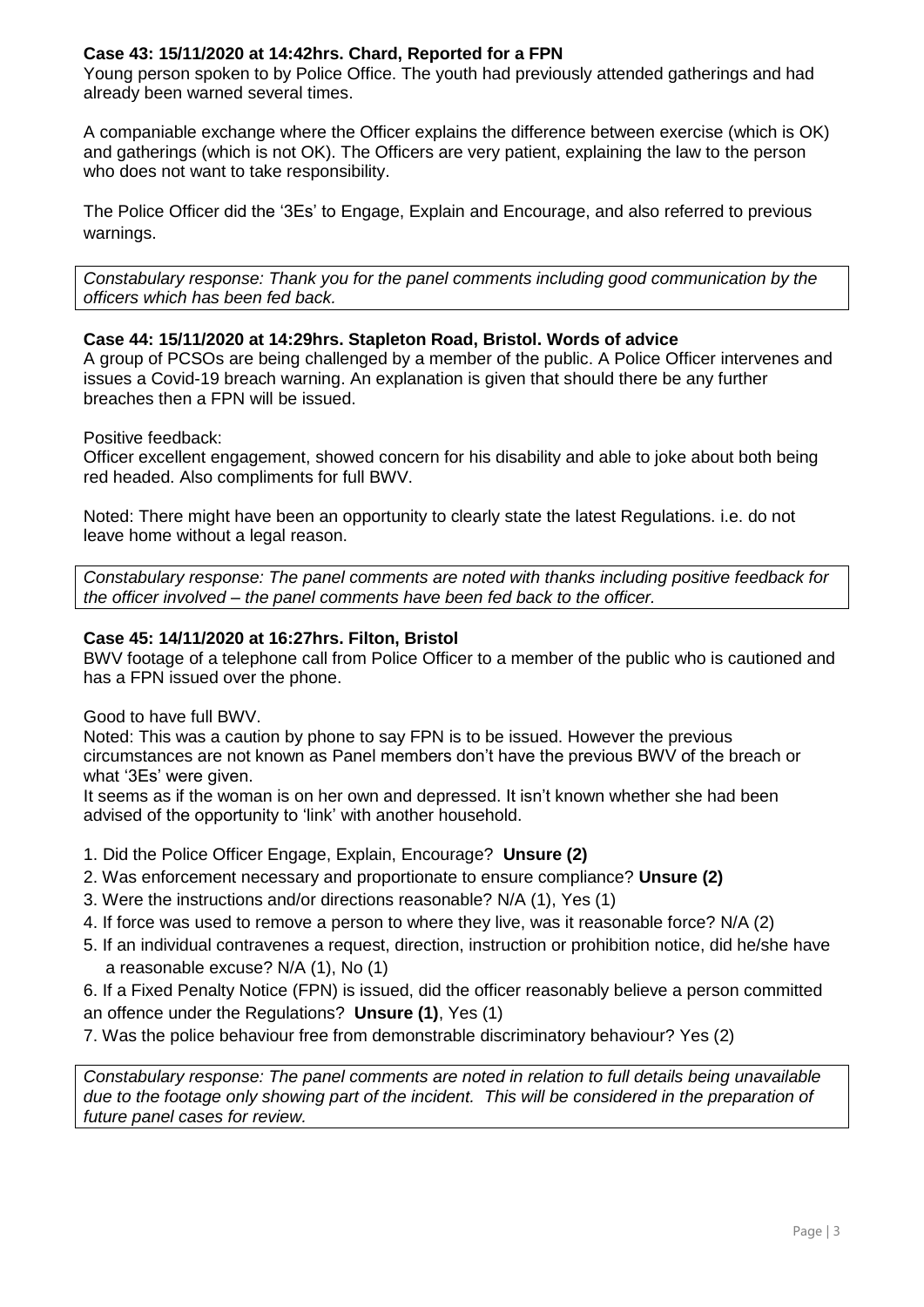**Case 43: 15/11/2020 at 14:42hrs. Chard, Reported for a FPN**

Young person spoken to by Police Office. The youth had previously attended gatherings and had already been warned several times.

A companiable exchange where the Officer explains the difference between exercise (which is OK) and gatherings (which is not OK). The Officers are very patient, explaining the law to the person who does not want to take responsibility.

The Police Officer did the '3Es' to Engage, Explain and Encourage, and also referred to previous warnings.

*Constabulary response: Thank you for the panel comments including good communication by the officers which has been fed back.*

**Case 44: 15/11/2020 at 14:29hrs. Stapleton Road, Bristol. Words of advice**

A group of PCSOs are being challenged by a member of the public. A Police Officer intervenes and issues a Covid-19 breach warning. An explanation is given that should there be any further breaches then a FPN will be issued.

Positive feedback:
Officer excellent engagement, showed concern for his disability and able to joke about both being red headed. Also compliments for full BWV.

Noted: There might have been an opportunity to clearly state the latest Regulations. i.e. do not leave home without a legal reason.

*Constabulary response: The panel comments are noted with thanks including positive feedback for the officer involved – the panel comments have been fed back to the officer.*

**Case 45: 14/11/2020 at 16:27hrs. Filton, Bristol**

BWV footage of a telephone call from Police Officer to a member of the public who is cautioned and has a FPN issued over the phone.

Good to have full BWV.
Noted: This was a caution by phone to say FPN is to be issued. However the previous circumstances are not known as Panel members don't have the previous BWV of the breach or what '3Es' were given.
It seems as if the woman is on her own and depressed. It isn't known whether she had been advised of the opportunity to 'link' with another household.

1. Did the Police Officer Engage, Explain, Encourage? **Unsure (2)**
2. Was enforcement necessary and proportionate to ensure compliance? **Unsure (2)**
3. Were the instructions and/or directions reasonable? N/A (1), Yes (1)
4. If force was used to remove a person to where they live, was it reasonable force? N/A (2)
5. If an individual contravenes a request, direction, instruction or prohibition notice, did he/she have a reasonable excuse? N/A (1), No (1)
6. If a Fixed Penalty Notice (FPN) is issued, did the officer reasonably believe a person committed an offence under the Regulations? **Unsure (1)**, Yes (1)
7. Was the police behaviour free from demonstrable discriminatory behaviour? Yes (2)

*Constabulary response: The panel comments are noted in relation to full details being unavailable due to the footage only showing part of the incident. This will be considered in the preparation of future panel cases for review.*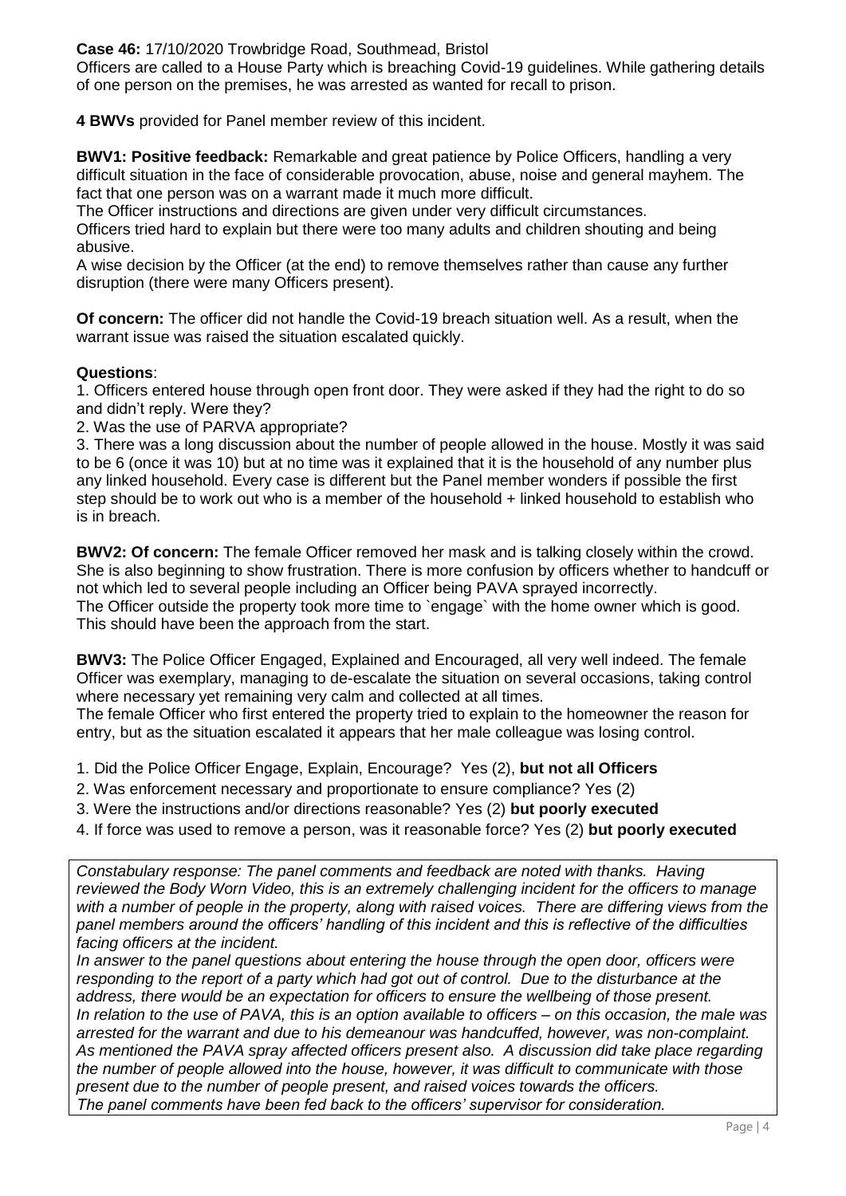**Case 46:** 17/10/2020 Trowbridge Road, Southmead, Bristol

Officers are called to a House Party which is breaching Covid-19 guidelines. While gathering details of one person on the premises, he was arrested as wanted for recall to prison.

**4 BWVs** provided for Panel member review of this incident.

**BWV1: Positive feedback:** Remarkable and great patience by Police Officers, handling a very difficult situation in the face of considerable provocation, abuse, noise and general mayhem. The fact that one person was on a warrant made it much more difficult.

The Officer instructions and directions are given under very difficult circumstances.

Officers tried hard to explain but there were too many adults and children shouting and being abusive.

A wise decision by the Officer (at the end) to remove themselves rather than cause any further disruption (there were many Officers present).

**Of concern:** The officer did not handle the Covid-19 breach situation well. As a result, when the warrant issue was raised the situation escalated quickly.

**Questions**:

1. Officers entered house through open front door. They were asked if they had the right to do so and didn't reply. Were they?
2. Was the use of PARVA appropriate?
3. There was a long discussion about the number of people allowed in the house. Mostly it was said to be 6 (once it was 10) but at no time was it explained that it is the household of any number plus any linked household. Every case is different but the Panel member wonders if possible the first step should be to work out who is a member of the household + linked household to establish who is in breach.

**BWV2: Of concern:** The female Officer removed her mask and is talking closely within the crowd. She is also beginning to show frustration. There is more confusion by officers whether to handcuff or not which led to several people including an Officer being PAVA sprayed incorrectly.

The Officer outside the property took more time to `engage` with the home owner which is good. This should have been the approach from the start.

**BWV3:** The Police Officer Engaged, Explained and Encouraged, all very well indeed. The female Officer was exemplary, managing to de-escalate the situation on several occasions, taking control where necessary yet remaining very calm and collected at all times.

The female Officer who first entered the property tried to explain to the homeowner the reason for entry, but as the situation escalated it appears that her male colleague was losing control.

1. Did the Police Officer Engage, Explain, Encourage? Yes (2), **but not all Officers**
2. Was enforcement necessary and proportionate to ensure compliance? Yes (2)
3. Were the instructions and/or directions reasonable? Yes (2) **but poorly executed**
4. If force was used to remove a person, was it reasonable force? Yes (2) **but poorly executed**

*Constabulary response: The panel comments and feedback are noted with thanks. Having reviewed the Body Worn Video, this is an extremely challenging incident for the officers to manage with a number of people in the property, along with raised voices. There are differing views from the panel members around the officers' handling of this incident and this is reflective of the difficulties facing officers at the incident.*

*In answer to the panel questions about entering the house through the open door, officers were responding to the report of a party which had got out of control. Due to the disturbance at the address, there would be an expectation for officers to ensure the wellbeing of those present.*

*In relation to the use of PAVA, this is an option available to officers – on this occasion, the male was arrested for the warrant and due to his demeanour was handcuffed, however, was non-complaint. As mentioned the PAVA spray affected officers present also. A discussion did take place regarding the number of people allowed into the house, however, it was difficult to communicate with those present due to the number of people present, and raised voices towards the officers.*

*The panel comments have been fed back to the officers' supervisor for consideration.*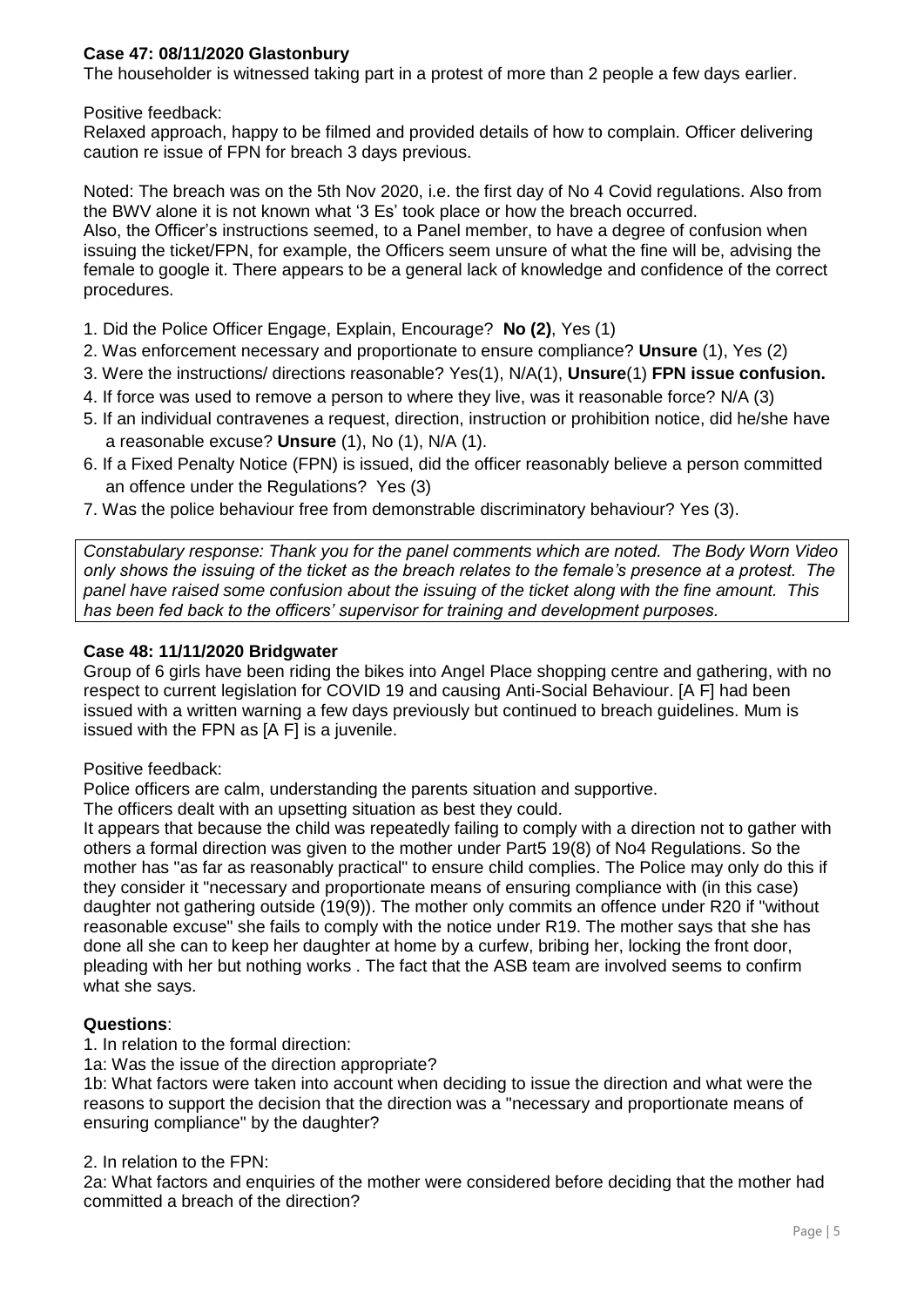**Case 47: 08/11/2020 Glastonbury**

The householder is witnessed taking part in a protest of more than 2 people a few days earlier.

Positive feedback:
Relaxed approach, happy to be filmed and provided details of how to complain. Officer delivering caution re issue of FPN for breach 3 days previous.

Noted: The breach was on the 5th Nov 2020, i.e. the first day of No 4 Covid regulations. Also from the BWV alone it is not known what '3 Es' took place or how the breach occurred.
Also, the Officer's instructions seemed, to a Panel member, to have a degree of confusion when issuing the ticket/FPN, for example, the Officers seem unsure of what the fine will be, advising the female to google it. There appears to be a general lack of knowledge and confidence of the correct procedures.

1. Did the Police Officer Engage, Explain, Encourage? **No (2)**, Yes (1)
2. Was enforcement necessary and proportionate to ensure compliance? **Unsure** (1), Yes (2)
3. Were the instructions/ directions reasonable? Yes(1), N/A(1), **Unsure**(1) **FPN issue confusion.**
4. If force was used to remove a person to where they live, was it reasonable force? N/A (3)
5. If an individual contravenes a request, direction, instruction or prohibition notice, did he/she have a reasonable excuse? **Unsure** (1), No (1), N/A (1).
6. If a Fixed Penalty Notice (FPN) is issued, did the officer reasonably believe a person committed an offence under the Regulations? Yes (3)
7. Was the police behaviour free from demonstrable discriminatory behaviour? Yes (3).

*Constabulary response: Thank you for the panel comments which are noted. The Body Worn Video only shows the issuing of the ticket as the breach relates to the female's presence at a protest. The panel have raised some confusion about the issuing of the ticket along with the fine amount. This has been fed back to the officers' supervisor for training and development purposes.*

**Case 48: 11/11/2020 Bridgwater**

Group of 6 girls have been riding the bikes into Angel Place shopping centre and gathering, with no respect to current legislation for COVID 19 and causing Anti-Social Behaviour. [A F] had been issued with a written warning a few days previously but continued to breach guidelines. Mum is issued with the FPN as [A F] is a juvenile.

Positive feedback:
Police officers are calm, understanding the parents situation and supportive.
The officers dealt with an upsetting situation as best they could.
It appears that because the child was repeatedly failing to comply with a direction not to gather with others a formal direction was given to the mother under Part5 19(8) of No4 Regulations. So the mother has "as far as reasonably practical" to ensure child complies. The Police may only do this if they consider it "necessary and proportionate means of ensuring compliance with (in this case) daughter not gathering outside (19(9)). The mother only commits an offence under R20 if "without reasonable excuse" she fails to comply with the notice under R19. The mother says that she has done all she can to keep her daughter at home by a curfew, bribing her, locking the front door, pleading with her but nothing works . The fact that the ASB team are involved seems to confirm what she says.

**Questions**:

1. In relation to the formal direction:

1a: Was the issue of the direction appropriate?

1b: What factors were taken into account when deciding to issue the direction and what were the reasons to support the decision that the direction was a "necessary and proportionate means of ensuring compliance" by the daughter?

2. In relation to the FPN:

2a: What factors and enquiries of the mother were considered before deciding that the mother had committed a breach of the direction?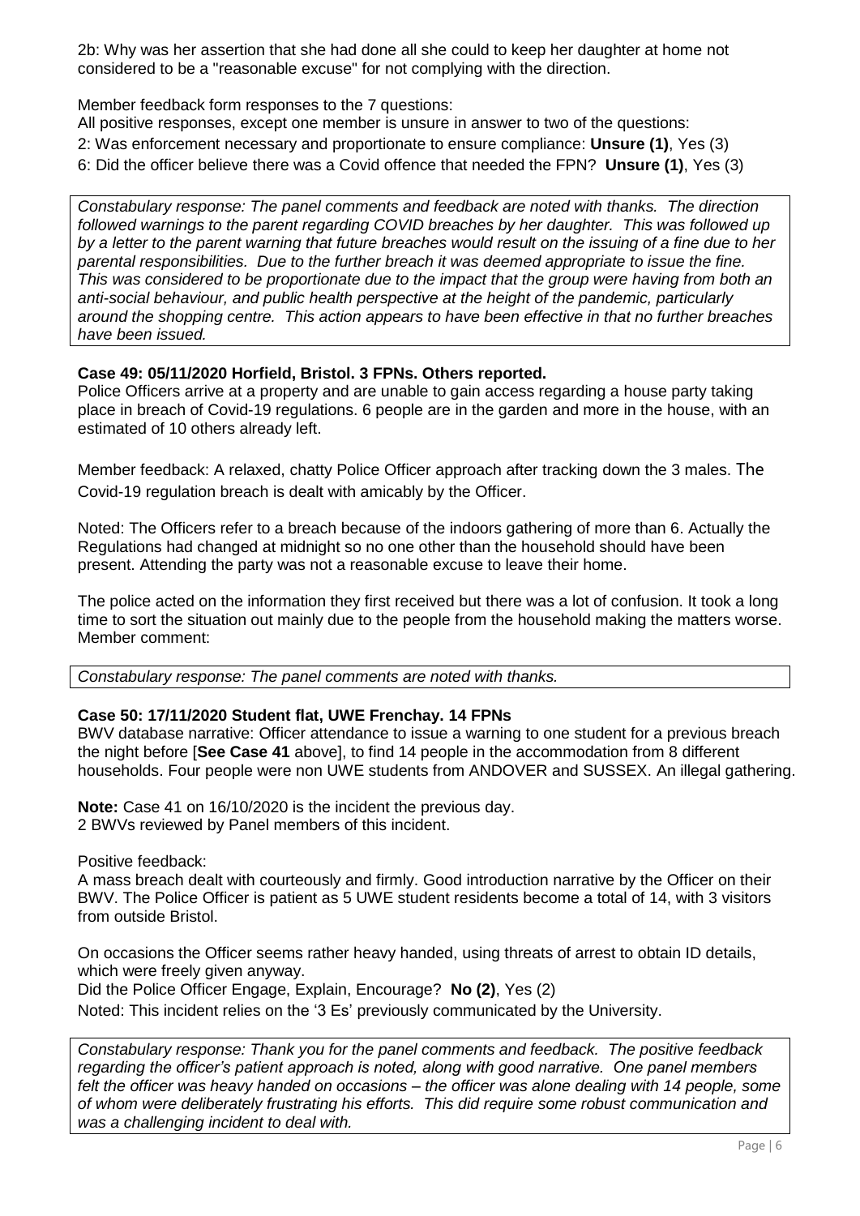2b: Why was her assertion that she had done all she could to keep her daughter at home not considered to be a "reasonable excuse" for not complying with the direction.

Member feedback form responses to the 7 questions:

All positive responses, except one member is unsure in answer to two of the questions:

2: Was enforcement necessary and proportionate to ensure compliance: **Unsure (1)**, Yes (3)

6: Did the officer believe there was a Covid offence that needed the FPN? **Unsure (1)**, Yes (3)

*Constabulary response: The panel comments and feedback are noted with thanks. The direction followed warnings to the parent regarding COVID breaches by her daughter. This was followed up by a letter to the parent warning that future breaches would result on the issuing of a fine due to her parental responsibilities. Due to the further breach it was deemed appropriate to issue the fine. This was considered to be proportionate due to the impact that the group were having from both an anti-social behaviour, and public health perspective at the height of the pandemic, particularly around the shopping centre. This action appears to have been effective in that no further breaches have been issued.*

**Case 49: 05/11/2020 Horfield, Bristol. 3 FPNs. Others reported.**

Police Officers arrive at a property and are unable to gain access regarding a house party taking place in breach of Covid-19 regulations. 6 people are in the garden and more in the house, with an estimated of 10 others already left.

Member feedback: A relaxed, chatty Police Officer approach after tracking down the 3 males. The Covid-19 regulation breach is dealt with amicably by the Officer.

Noted: The Officers refer to a breach because of the indoors gathering of more than 6. Actually the Regulations had changed at midnight so no one other than the household should have been present. Attending the party was not a reasonable excuse to leave their home.

The police acted on the information they first received but there was a lot of confusion. It took a long time to sort the situation out mainly due to the people from the household making the matters worse.
Member comment:

*Constabulary response: The panel comments are noted with thanks.*

**Case 50: 17/11/2020 Student flat, UWE Frenchay. 14 FPNs**

BWV database narrative: Officer attendance to issue a warning to one student for a previous breach the night before [**See Case 41** above], to find 14 people in the accommodation from 8 different households. Four people were non UWE students from ANDOVER and SUSSEX. An illegal gathering.

**Note:** Case 41 on 16/10/2020 is the incident the previous day.
2 BWVs reviewed by Panel members of this incident.

Positive feedback:
A mass breach dealt with courteously and firmly. Good introduction narrative by the Officer on their BWV. The Police Officer is patient as 5 UWE student residents become a total of 14, with 3 visitors from outside Bristol.

On occasions the Officer seems rather heavy handed, using threats of arrest to obtain ID details, which were freely given anyway.

Did the Police Officer Engage, Explain, Encourage? **No (2)**, Yes (2)

Noted: This incident relies on the '3 Es' previously communicated by the University.

*Constabulary response: Thank you for the panel comments and feedback. The positive feedback regarding the officer's patient approach is noted, along with good narrative. One panel members felt the officer was heavy handed on occasions – the officer was alone dealing with 14 people, some of whom were deliberately frustrating his efforts. This did require some robust communication and was a challenging incident to deal with.*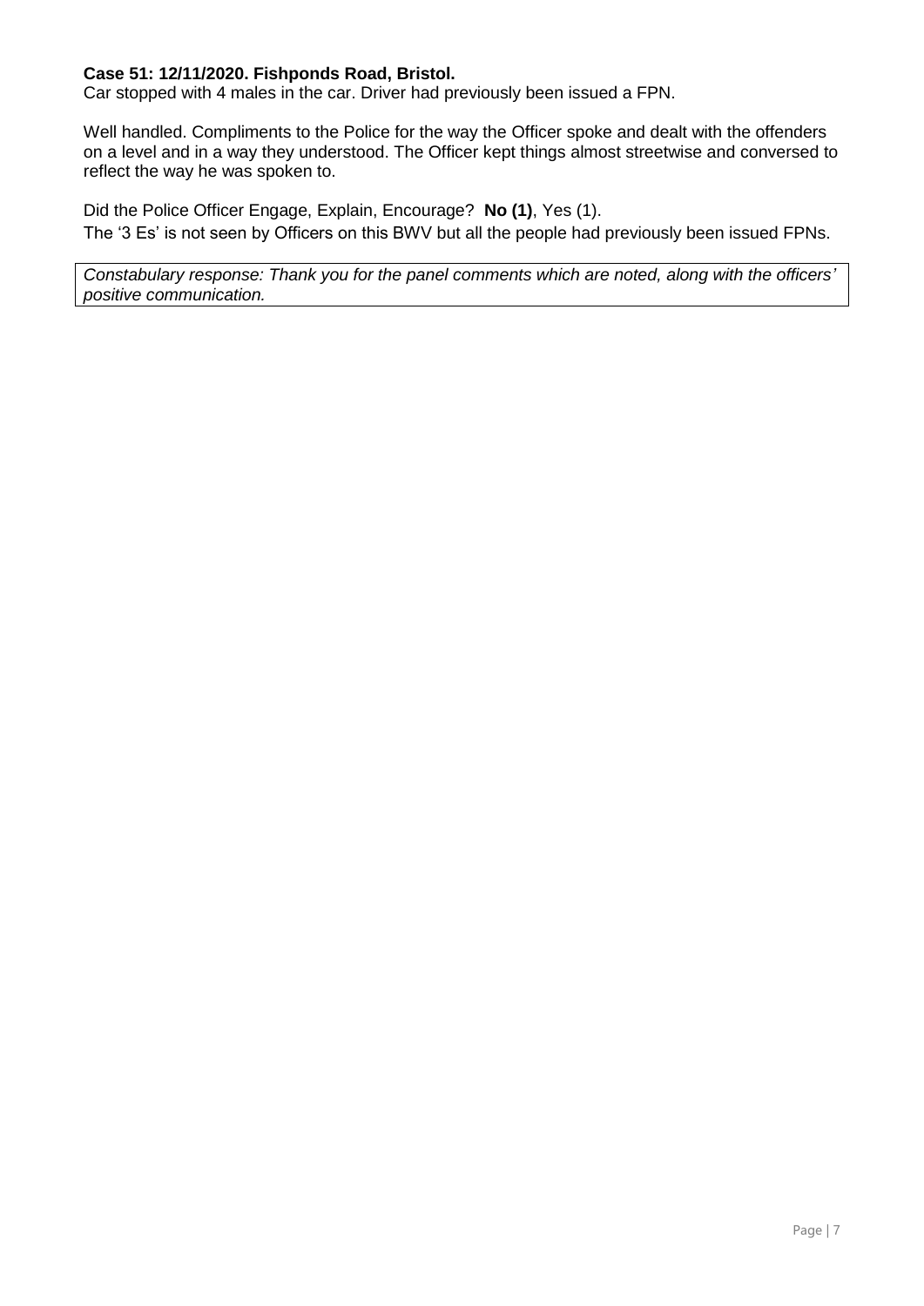**Case 51: 12/11/2020. Fishponds Road, Bristol.**
Car stopped with 4 males in the car. Driver had previously been issued a FPN.

Well handled. Compliments to the Police for the way the Officer spoke and dealt with the offenders on a level and in a way they understood. The Officer kept things almost streetwise and conversed to reflect the way he was spoken to.

Did the Police Officer Engage, Explain, Encourage? **No (1)**, Yes (1).
The '3 Es' is not seen by Officers on this BWV but all the people had previously been issued FPNs.

*Constabulary response: Thank you for the panel comments which are noted, along with the officers' positive communication.*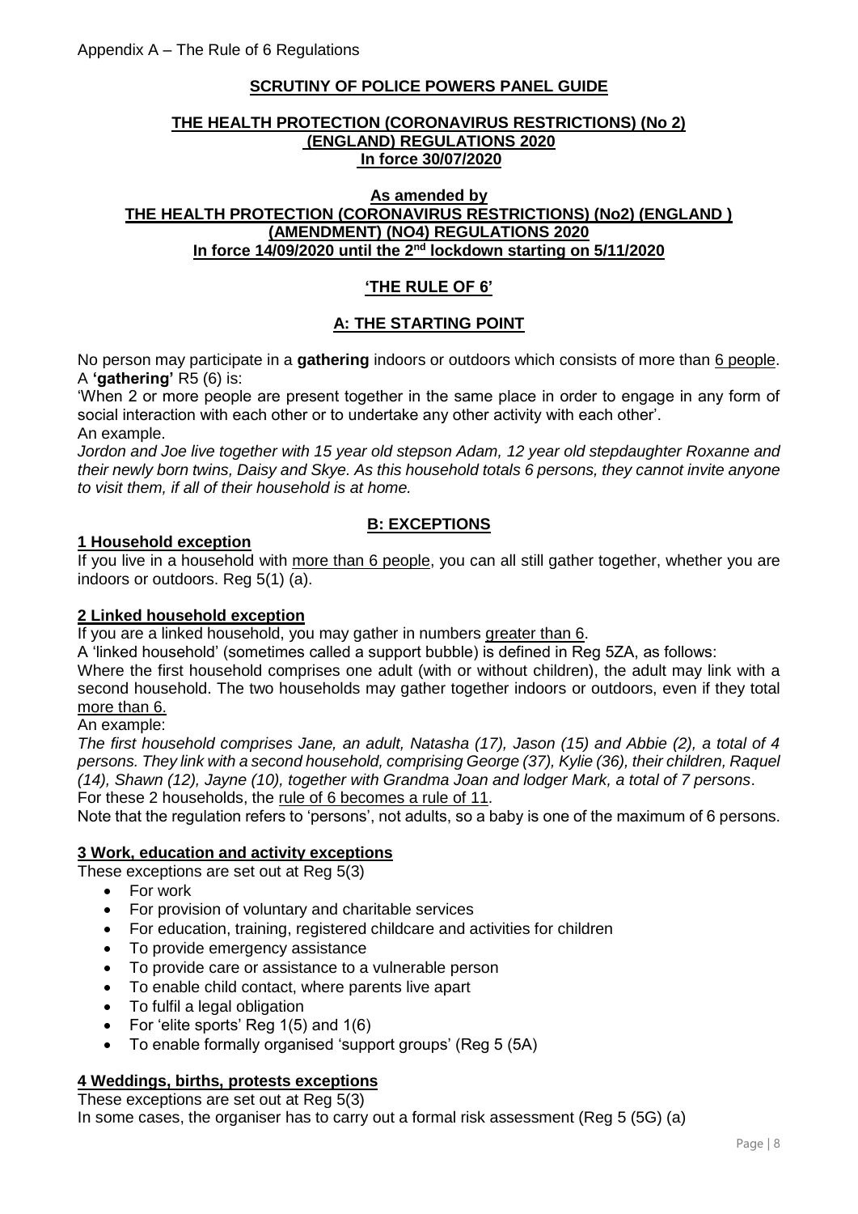Appendix A – The Rule of 6 Regulations

## SCRUTINY OF POLICE POWERS PANEL GUIDE

### THE HEALTH PROTECTION (CORONAVIRUS RESTRICTIONS) (No 2) (ENGLAND) REGULATIONS 2020 In force 30/07/2020

### As amended by THE HEALTH PROTECTION (CORONAVIRUS RESTRICTIONS) (No2) (ENGLAND ) (AMENDMENT) (NO4) REGULATIONS 2020 In force 14/09/2020 until the 2nd lockdown starting on 5/11/2020

### 'THE RULE OF 6'

### A: THE STARTING POINT

No person may participate in a **gathering** indoors or outdoors which consists of more than 6 people.
A **'gathering'** R5 (6) is:
'When 2 or more people are present together in the same place in order to engage in any form of social interaction with each other or to undertake any other activity with each other'.
An example.
*Jordon and Joe live together with 15 year old stepson Adam, 12 year old stepdaughter Roxanne and their newly born twins, Daisy and Skye. As this household totals 6 persons, they cannot invite anyone to visit them, if all of their household is at home.*

### B: EXCEPTIONS

**1 Household exception**

If you live in a household with more than 6 people, you can all still gather together, whether you are indoors or outdoors. Reg 5(1) (a).

**2 Linked household exception**

If you are a linked household, you may gather in numbers greater than 6.
A 'linked household' (sometimes called a support bubble) is defined in Reg 5ZA, as follows:
Where the first household comprises one adult (with or without children), the adult may link with a second household. The two households may gather together indoors or outdoors, even if they total more than 6.
An example:
*The first household comprises Jane, an adult, Natasha (17), Jason (15) and Abbie (2), a total of 4 persons. They link with a second household, comprising George (37), Kylie (36), their children, Raquel (14), Shawn (12), Jayne (10), together with Grandma Joan and lodger Mark, a total of 7 persons*.
For these 2 households, the rule of 6 becomes a rule of 11.
Note that the regulation refers to 'persons', not adults, so a baby is one of the maximum of 6 persons.

**3 Work, education and activity exceptions**

These exceptions are set out at Reg 5(3)

- For work
- For provision of voluntary and charitable services
- For education, training, registered childcare and activities for children
- To provide emergency assistance
- To provide care or assistance to a vulnerable person
- To enable child contact, where parents live apart
- To fulfil a legal obligation
- For 'elite sports' Reg 1(5) and 1(6)
- To enable formally organised 'support groups' (Reg 5 (5A)

**4 Weddings, births, protests exceptions**

These exceptions are set out at Reg 5(3)
In some cases, the organiser has to carry out a formal risk assessment (Reg 5 (5G) (a)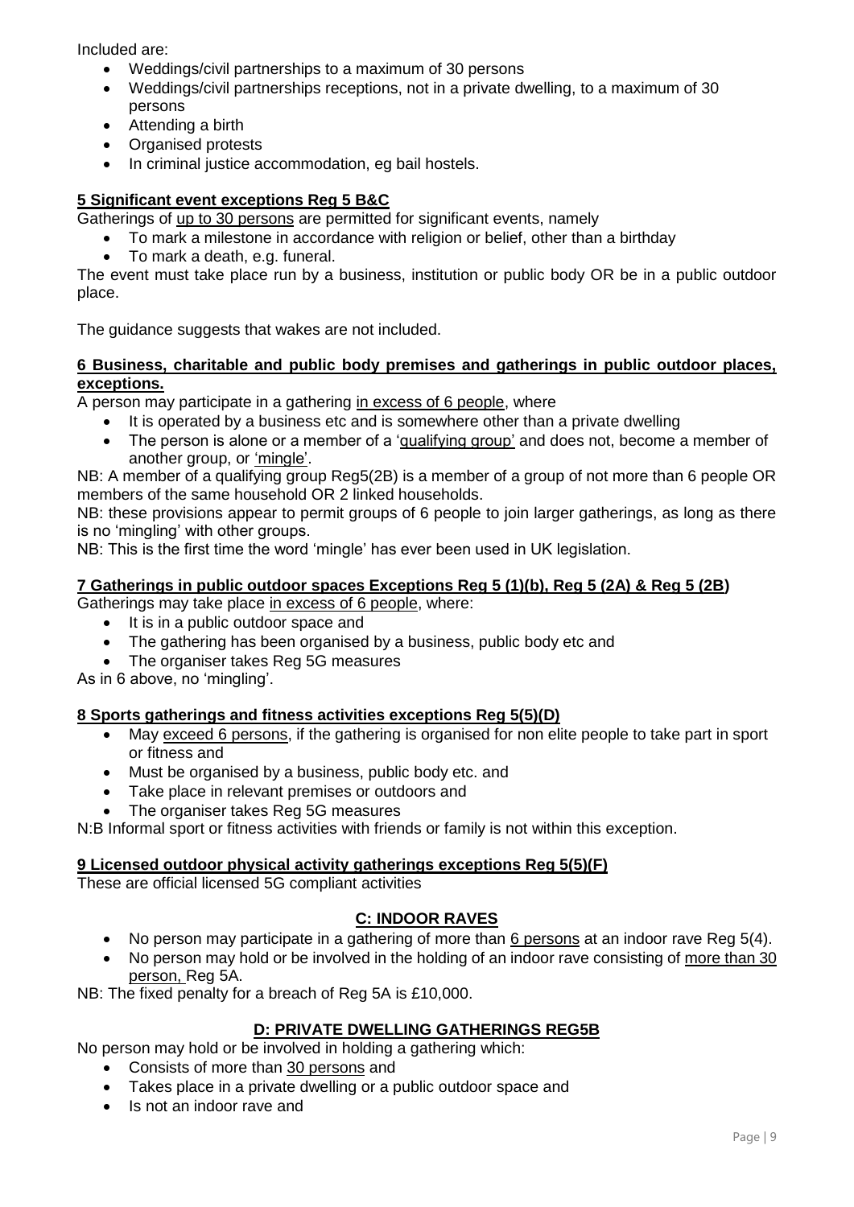Included are:

- Weddings/civil partnerships to a maximum of 30 persons
- Weddings/civil partnerships receptions, not in a private dwelling, to a maximum of 30 persons
- Attending a birth
- Organised protests
- In criminal justice accommodation, eg bail hostels.

### 5 Significant event exceptions Reg 5 B&C

Gatherings of up to 30 persons are permitted for significant events, namely

- To mark a milestone in accordance with religion or belief, other than a birthday
- To mark a death, e.g. funeral.

The event must take place run by a business, institution or public body OR be in a public outdoor place.

The guidance suggests that wakes are not included.

### 6 Business, charitable and public body premises and gatherings in public outdoor places, exceptions.

A person may participate in a gathering in excess of 6 people, where

- It is operated by a business etc and is somewhere other than a private dwelling
- The person is alone or a member of a 'qualifying group' and does not, become a member of another group, or 'mingle'.

NB: A member of a qualifying group Reg5(2B) is a member of a group of not more than 6 people OR members of the same household OR 2 linked households.

NB: these provisions appear to permit groups of 6 people to join larger gatherings, as long as there is no 'mingling' with other groups.

NB: This is the first time the word 'mingle' has ever been used in UK legislation.

### 7 Gatherings in public outdoor spaces Exceptions Reg 5 (1)(b), Reg 5 (2A) & Reg 5 (2B)

Gatherings may take place in excess of 6 people, where:

- It is in a public outdoor space and
- The gathering has been organised by a business, public body etc and
- The organiser takes Reg 5G measures

As in 6 above, no 'mingling'.

### 8 Sports gatherings and fitness activities exceptions Reg 5(5)(D)

- May exceed 6 persons, if the gathering is organised for non elite people to take part in sport or fitness and
- Must be organised by a business, public body etc. and
- Take place in relevant premises or outdoors and
- The organiser takes Reg 5G measures

N:B Informal sport or fitness activities with friends or family is not within this exception.

### 9 Licensed outdoor physical activity gatherings exceptions Reg 5(5)(F)

These are official licensed 5G compliant activities

## C: INDOOR RAVES

- No person may participate in a gathering of more than 6 persons at an indoor rave Reg 5(4).
- No person may hold or be involved in the holding of an indoor rave consisting of more than 30 person, Reg 5A.

NB: The fixed penalty for a breach of Reg 5A is £10,000.

## D: PRIVATE DWELLING GATHERINGS REG5B

No person may hold or be involved in holding a gathering which:

- Consists of more than 30 persons and
- Takes place in a private dwelling or a public outdoor space and
- Is not an indoor rave and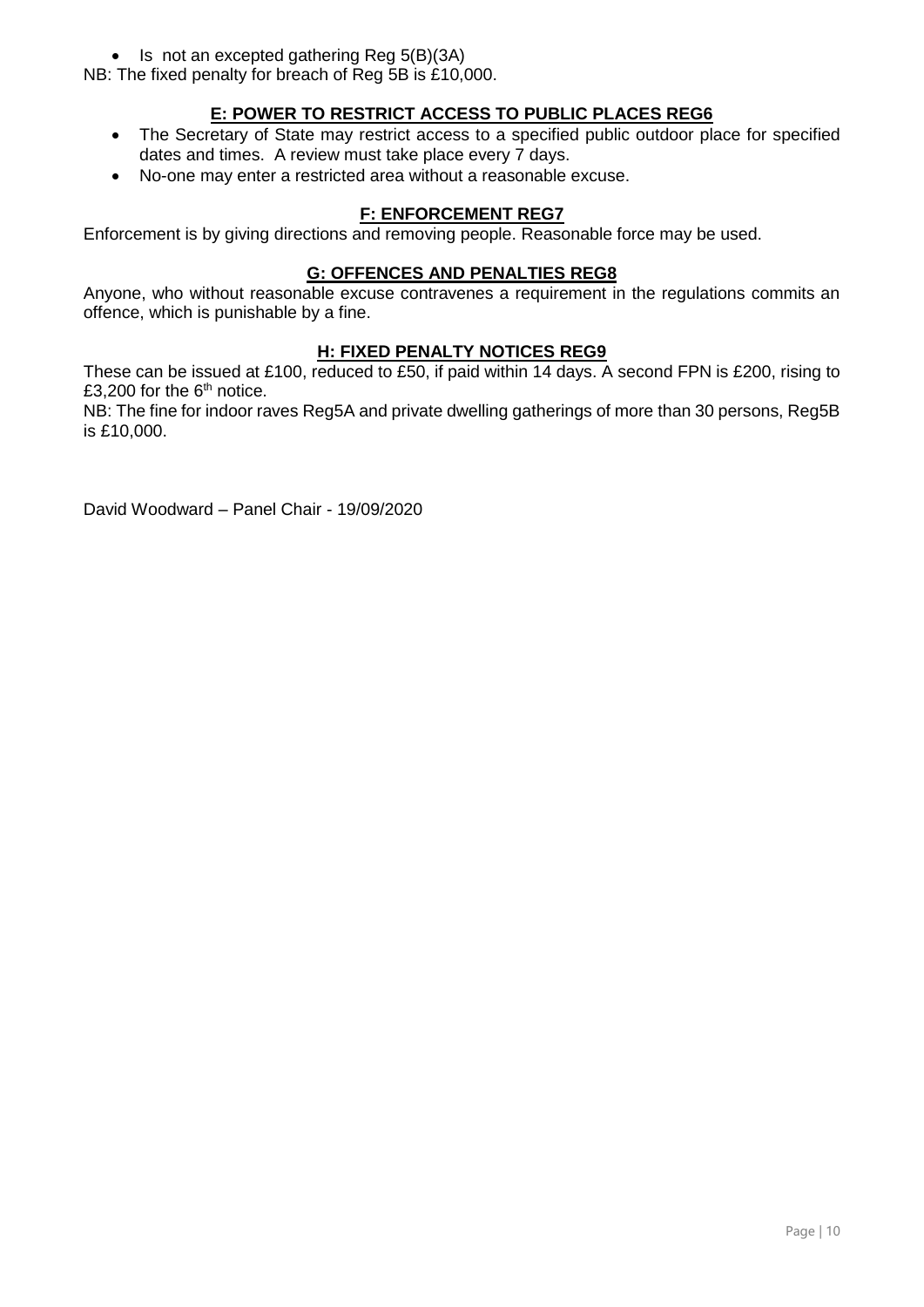- Is not an excepted gathering Reg 5(B)(3A)

NB: The fixed penalty for breach of Reg 5B is £10,000.

## E: POWER TO RESTRICT ACCESS TO PUBLIC PLACES REG6

- The Secretary of State may restrict access to a specified public outdoor place for specified dates and times. A review must take place every 7 days.
- No-one may enter a restricted area without a reasonable excuse.

## F: ENFORCEMENT REG7

Enforcement is by giving directions and removing people. Reasonable force may be used.

## G: OFFENCES AND PENALTIES REG8

Anyone, who without reasonable excuse contravenes a requirement in the regulations commits an offence, which is punishable by a fine.

## H: FIXED PENALTY NOTICES REG9

These can be issued at £100, reduced to £50, if paid within 14 days. A second FPN is £200, rising to £3,200 for the 6th notice.

NB: The fine for indoor raves Reg5A and private dwelling gatherings of more than 30 persons, Reg5B is £10,000.

David Woodward – Panel Chair - 19/09/2020